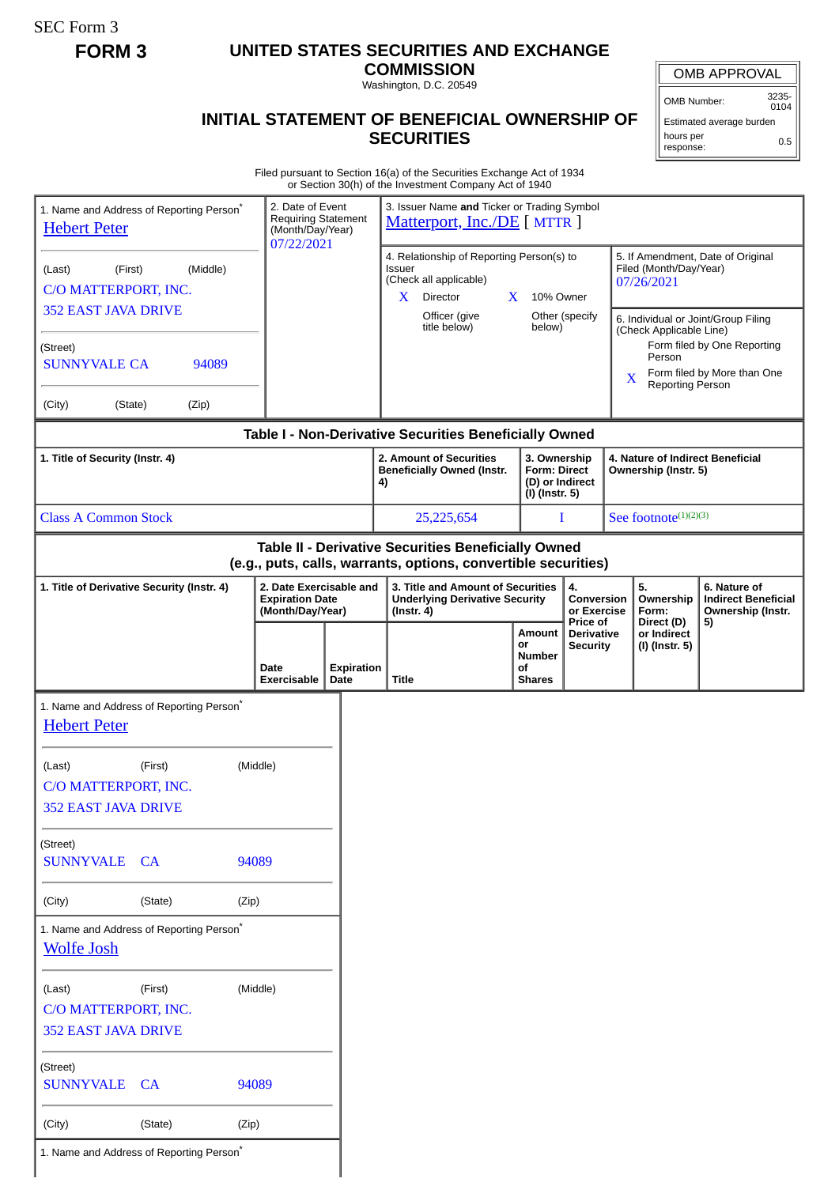SEC Form 3

**FORM 3**

# UNITED STATES SECURITIES AND EXCHANGE COMMISSION

Washington, D.C. 20549

## INITIAL STATEMENT OF BENEFICIAL OWNERSHIP OF SECURITIES

| OMB APPROVAL | |
|---|---|
| OMB Number: | 3235-0104 |
| Estimated average burden | |
| hours per response: | 0.5 |

Filed pursuant to Section 16(a) of the Securities Exchange Act of 1934 or Section 30(h) of the Investment Company Act of 1940

1. Name and Address of Reporting Person*
Hebert Peter

(Last) (First) (Middle)
C/O MATTERPORT, INC.
352 EAST JAVA DRIVE

(Street)
SUNNYVALE CA 94089

(City) (State) (Zip)

2. Date of Event Requiring Statement (Month/Day/Year)
07/22/2021

3. Issuer Name **and** Ticker or Trading Symbol
Matterport, Inc./DE [ MTTR ]

4. Relationship of Reporting Person(s) to Issuer (Check all applicable)
X Director
X 10% Owner
Officer (give title below)
Other (specify below)

5. If Amendment, Date of Original Filed (Month/Day/Year)
07/26/2021

6. Individual or Joint/Group Filing (Check Applicable Line)
Form filed by One Reporting Person
X Form filed by More than One Reporting Person

### Table I - Non-Derivative Securities Beneficially Owned

| 1. Title of Security (Instr. 4) | 2. Amount of Securities Beneficially Owned (Instr. 4) | 3. Ownership Form: Direct (D) or Indirect (I) (Instr. 5) | 4. Nature of Indirect Beneficial Ownership (Instr. 5) |
|---|---|---|---|
| Class A Common Stock | 25,225,654 | I | See footnote[(1)(2)(3)] |

### Table II - Derivative Securities Beneficially Owned (e.g., puts, calls, warrants, options, convertible securities)

| 1. Title of Derivative Security (Instr. 4) | 2. Date Exercisable and Expiration Date (Month/Day/Year) | | 3. Title and Amount of Securities Underlying Derivative Security (Instr. 4) | | 4. Conversion or Exercise Price of Derivative Security | 5. Ownership Form: Direct (D) or Indirect (I) (Instr. 5) | 6. Nature of Indirect Beneficial Ownership (Instr. 5) |
|---|---|---|---|---|---|---|---|
| | Date Exercisable | Expiration Date | Title | Amount or Number of Shares | | | |

1. Name and Address of Reporting Person*
Hebert Peter

(Last) (First) (Middle)
C/O MATTERPORT, INC.
352 EAST JAVA DRIVE

(Street)
SUNNYVALE CA 94089

(City) (State) (Zip)

1. Name and Address of Reporting Person*
Wolfe Josh

(Last) (First) (Middle)
C/O MATTERPORT, INC.
352 EAST JAVA DRIVE

(Street)
SUNNYVALE CA 94089

(City) (State) (Zip)

1. Name and Address of Reporting Person*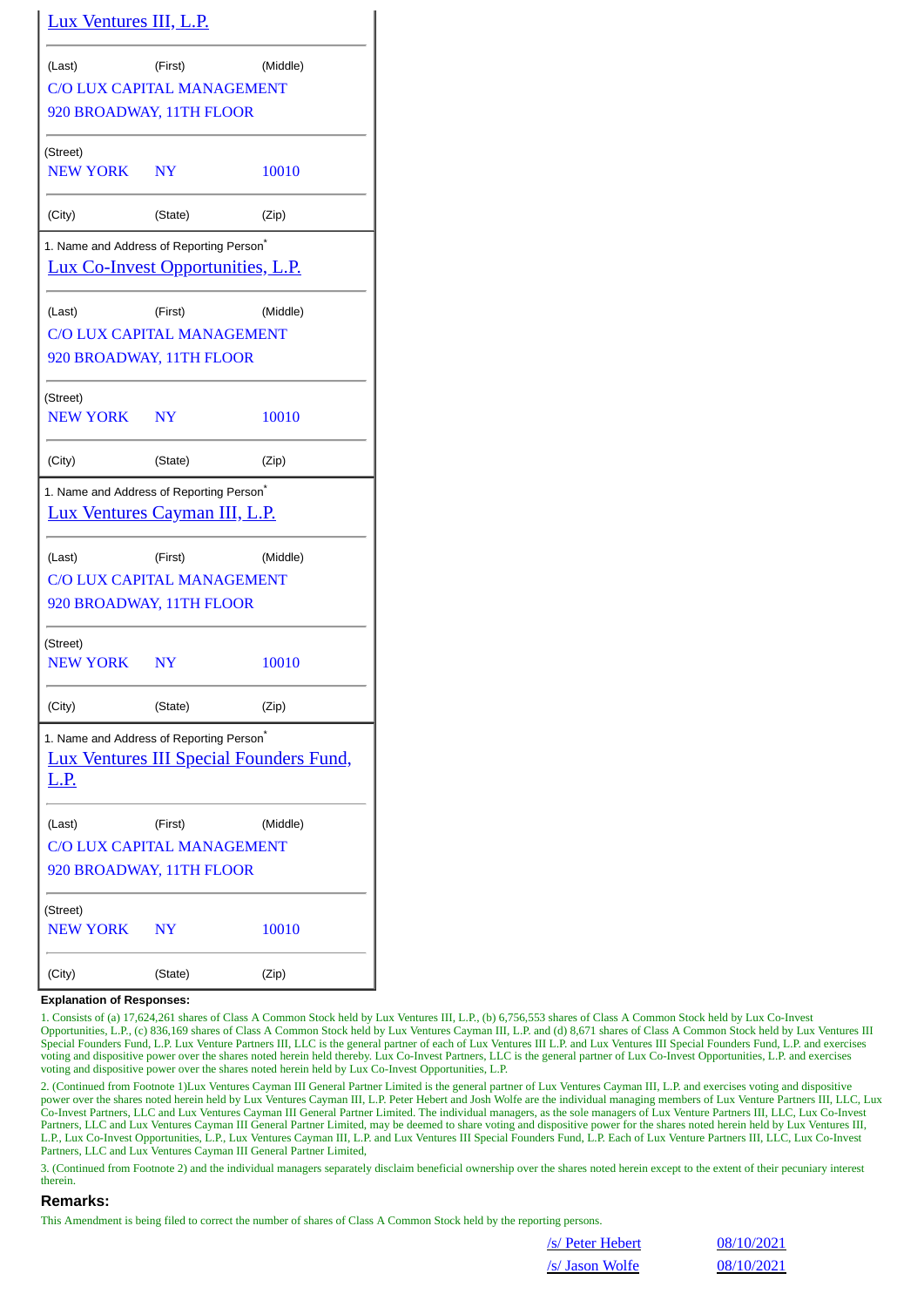[Lux Ventures III, L.P.](#)

| (Last) | (First) | (Middle) |
|---|---|---|
| C/O LUX CAPITAL MANAGEMENT | | |
| 920 BROADWAY, 11TH FLOOR | | |

(Street)

| NEW YORK | NY | 10010 |
|---|---|---|
| (City) | (State) | (Zip) |

1. Name and Address of Reporting Person*

[Lux Co-Invest Opportunities, L.P.](#)

| (Last) | (First) | (Middle) |
|---|---|---|
| C/O LUX CAPITAL MANAGEMENT | | |
| 920 BROADWAY, 11TH FLOOR | | |

(Street)

| NEW YORK | NY | 10010 |
|---|---|---|
| (City) | (State) | (Zip) |

1. Name and Address of Reporting Person*

[Lux Ventures Cayman III, L.P.](#)

| (Last) | (First) | (Middle) |
|---|---|---|
| C/O LUX CAPITAL MANAGEMENT | | |
| 920 BROADWAY, 11TH FLOOR | | |

(Street)

| NEW YORK | NY | 10010 |
|---|---|---|
| (City) | (State) | (Zip) |

1. Name and Address of Reporting Person*

[Lux Ventures III Special Founders Fund, L.P.](#)

| (Last) | (First) | (Middle) |
|---|---|---|
| C/O LUX CAPITAL MANAGEMENT | | |
| 920 BROADWAY, 11TH FLOOR | | |

(Street)

| NEW YORK | NY | 10010 |
|---|---|---|
| (City) | (State) | (Zip) |

**Explanation of Responses:**

1. Consists of (a) 17,624,261 shares of Class A Common Stock held by Lux Ventures III, L.P., (b) 6,756,553 shares of Class A Common Stock held by Lux Co-Invest Opportunities, L.P., (c) 836,169 shares of Class A Common Stock held by Lux Ventures Cayman III, L.P. and (d) 8,671 shares of Class A Common Stock held by Lux Ventures III Special Founders Fund, L.P. Lux Venture Partners III, LLC is the general partner of each of Lux Ventures III L.P. and Lux Ventures III Special Founders Fund, L.P. and exercises voting and dispositive power over the shares noted herein held thereby. Lux Co-Invest Partners, LLC is the general partner of Lux Co-Invest Opportunities, L.P. and exercises voting and dispositive power over the shares noted herein held by Lux Co-Invest Opportunities, L.P.

2. (Continued from Footnote 1)Lux Ventures Cayman III General Partner Limited is the general partner of Lux Ventures Cayman III, L.P. and exercises voting and dispositive power over the shares noted herein held by Lux Ventures Cayman III, L.P. Peter Hebert and Josh Wolfe are the individual managing members of Lux Venture Partners III, LLC, Lux Co-Invest Partners, LLC and Lux Ventures Cayman III General Partner Limited. The individual managers, as the sole managers of Lux Venture Partners III, LLC, Lux Co-Invest Partners, LLC and Lux Ventures Cayman III General Partner Limited, may be deemed to share voting and dispositive power for the shares noted herein held by Lux Ventures III, L.P., Lux Co-Invest Opportunities, L.P., Lux Ventures Cayman III, L.P. and Lux Ventures III Special Founders Fund, L.P. Each of Lux Venture Partners III, LLC, Lux Co-Invest Partners, LLC and Lux Ventures Cayman III General Partner Limited,

3. (Continued from Footnote 2) and the individual managers separately disclaim beneficial ownership over the shares noted herein except to the extent of their pecuniary interest therein.

## Remarks:

This Amendment is being filed to correct the number of shares of Class A Common Stock held by the reporting persons.

| | |
|---|---|
| /s/ Peter Hebert | 08/10/2021 |
| /s/ Jason Wolfe | 08/10/2021 |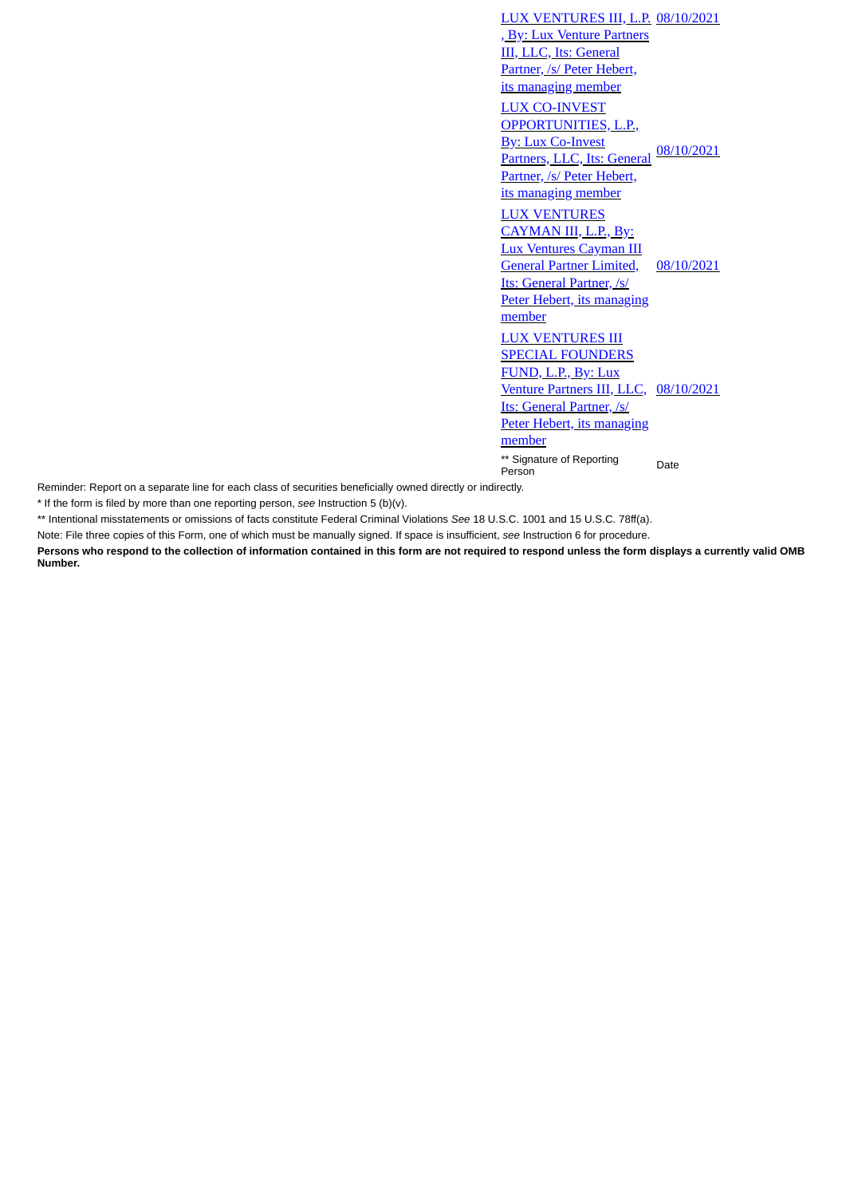| | |
|---|---|
| LUX VENTURES III, L.P. , By: Lux Venture Partners III, LLC, Its: General Partner, /s/ Peter Hebert, its managing member | 08/10/2021 |
| LUX CO-INVEST OPPORTUNITIES, L.P., By: Lux Co-Invest Partners, LLC, Its: General Partner, /s/ Peter Hebert, its managing member | 08/10/2021 |
| LUX VENTURES CAYMAN III, L.P., By: Lux Ventures Cayman III General Partner Limited, Its: General Partner, /s/ Peter Hebert, its managing member | 08/10/2021 |
| LUX VENTURES III SPECIAL FOUNDERS FUND, L.P., By: Lux Venture Partners III, LLC, Its: General Partner, /s/ Peter Hebert, its managing member | 08/10/2021 |
| ** Signature of Reporting Person | Date |

Reminder: Report on a separate line for each class of securities beneficially owned directly or indirectly.

* If the form is filed by more than one reporting person, *see* Instruction 5 (b)(v).

** Intentional misstatements or omissions of facts constitute Federal Criminal Violations *See* 18 U.S.C. 1001 and 15 U.S.C. 78ff(a).

Note: File three copies of this Form, one of which must be manually signed. If space is insufficient, *see* Instruction 6 for procedure.

**Persons who respond to the collection of information contained in this form are not required to respond unless the form displays a currently valid OMB Number.**